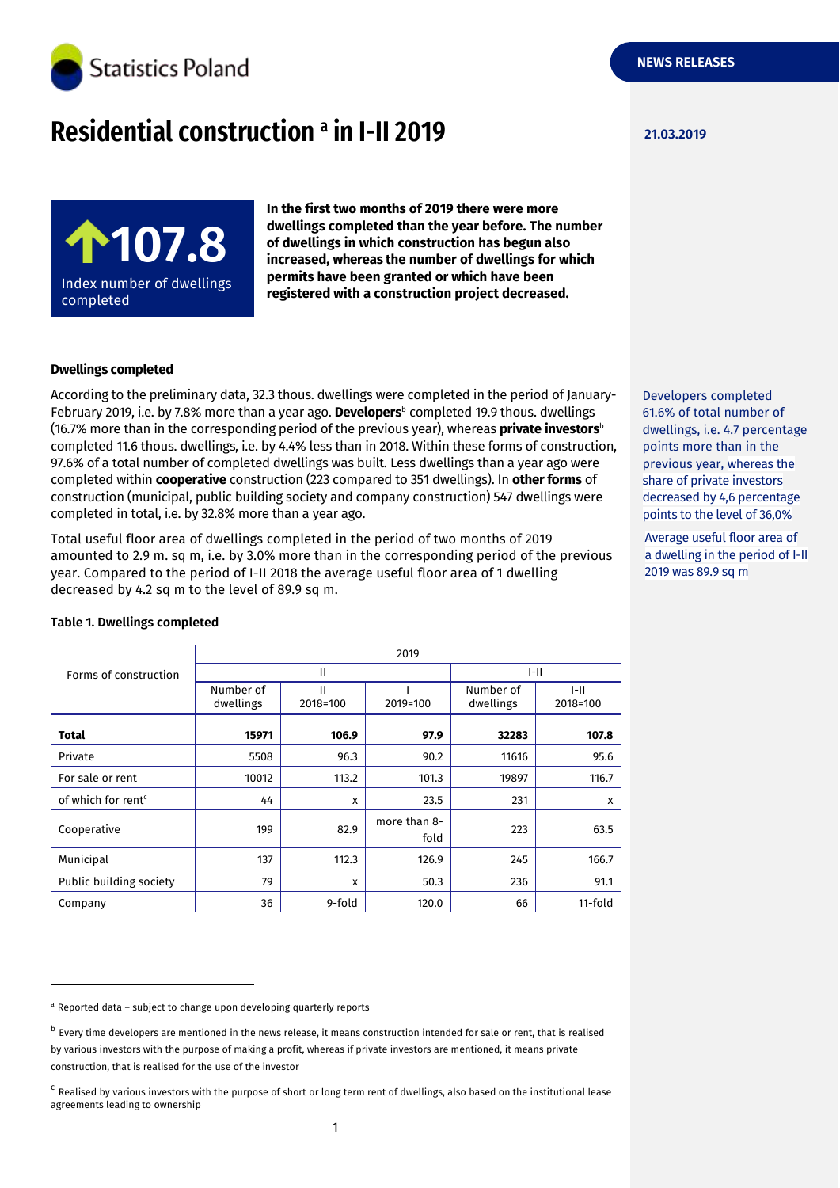Statistics Poland

NEWS RELEASES

# Residential construction [a] in I-II 2019

21.03.2019

**107.8**
Index number of dwellings completed

**In the first two months of 2019 there were more dwellings completed than the year before. The number of dwellings in which construction has begun also increased, whereas the number of dwellings for which permits have been granted or which have been registered with a construction project decreased.**

### Dwellings completed

According to the preliminary data, 32.3 thous. dwellings were completed in the period of January-February 2019, i.e. by 7.8% more than a year ago. **Developers**[b] completed 19.9 thous. dwellings (16.7% more than in the corresponding period of the previous year), whereas **private investors**[b] completed 11.6 thous. dwellings, i.e. by 4.4% less than in 2018. Within these forms of construction, 97.6% of a total number of completed dwellings was built. Less dwellings than a year ago were completed within **cooperative** construction (223 compared to 351 dwellings). In **other forms** of construction (municipal, public building society and company construction) 547 dwellings were completed in total, i.e. by 32.8% more than a year ago.

Developers completed 61.6% of total number of dwellings, i.e. 4.7 percentage points more than in the previous year, whereas the share of private investors decreased by 4,6 percentage points to the level of 36,0%

Total useful floor area of dwellings completed in the period of two months of 2019 amounted to 2.9 m. sq m, i.e. by 3.0% more than in the corresponding period of the previous year. Compared to the period of I-II 2018 the average useful floor area of 1 dwelling decreased by 4.2 sq m to the level of 89.9 sq m.

Average useful floor area of a dwelling in the period of I-II 2019 was 89.9 sq m

**Table 1. Dwellings completed**

| Forms of construction | 2019 | | | | |
|---|---|---|---|---|---|
| | II | | | I-II | |
| | Number of dwellings | II 2018=100 | I 2019=100 | Number of dwellings | I-II 2018=100 |
| **Total** | **15971** | **106.9** | **97.9** | **32283** | **107.8** |
| Private | 5508 | 96.3 | 90.2 | 11616 | 95.6 |
| For sale or rent | 10012 | 113.2 | 101.3 | 19897 | 116.7 |
| of which for rent[c] | 44 | x | 23.5 | 231 | x |
| Cooperative | 199 | 82.9 | more than 8-fold | 223 | 63.5 |
| Municipal | 137 | 112.3 | 126.9 | 245 | 166.7 |
| Public building society | 79 | x | 50.3 | 236 | 91.1 |
| Company | 36 | 9-fold | 120.0 | 66 | 11-fold |

[a] Reported data – subject to change upon developing quarterly reports

[b] Every time developers are mentioned in the news release, it means construction intended for sale or rent, that is realised by various investors with the purpose of making a profit, whereas if private investors are mentioned, it means private construction, that is realised for the use of the investor

[c] Realised by various investors with the purpose of short or long term rent of dwellings, also based on the institutional lease agreements leading to ownership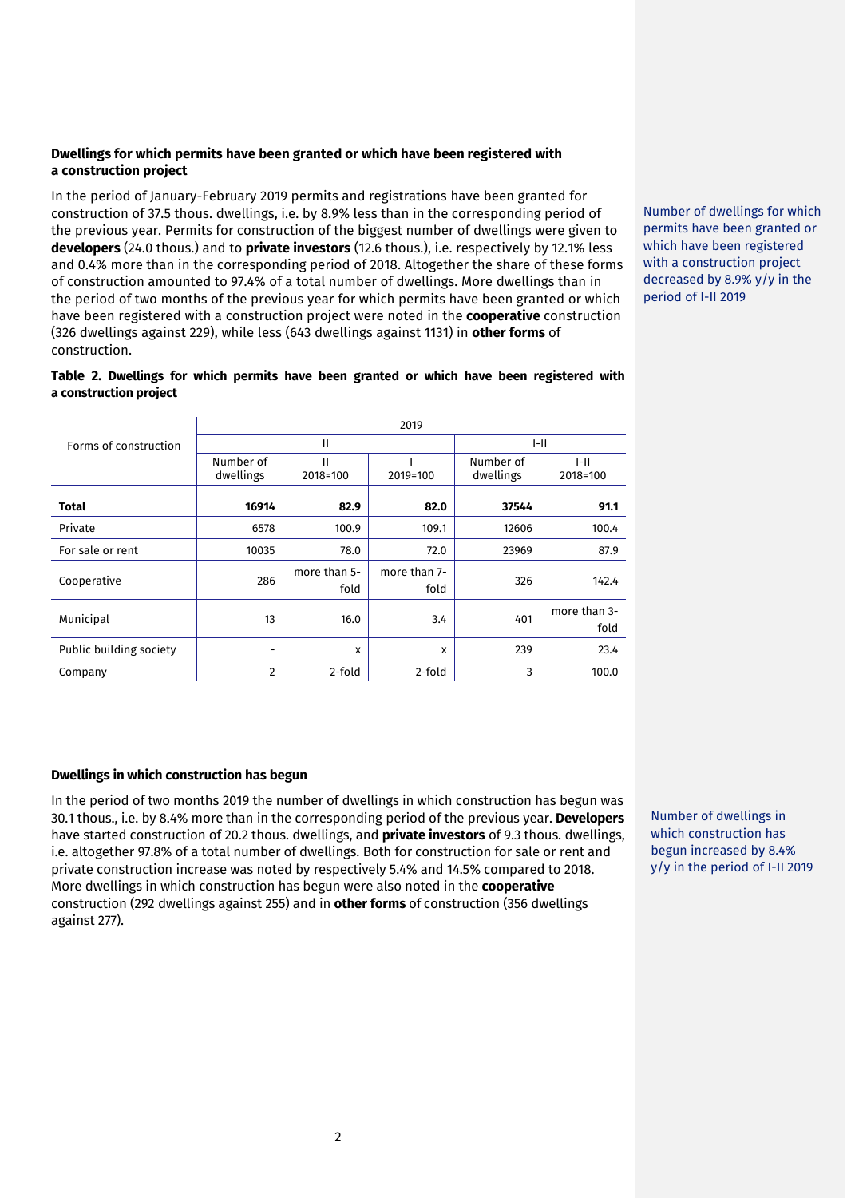### Dwellings for which permits have been granted or which have been registered with a construction project

In the period of January-February 2019 permits and registrations have been granted for construction of 37.5 thous. dwellings, i.e. by 8.9% less than in the corresponding period of the previous year. Permits for construction of the biggest number of dwellings were given to **developers** (24.0 thous.) and to **private investors** (12.6 thous.), i.e. respectively by 12.1% less and 0.4% more than in the corresponding period of 2018. Altogether the share of these forms of construction amounted to 97.4% of a total number of dwellings. More dwellings than in the period of two months of the previous year for which permits have been granted or which have been registered with a construction project were noted in the **cooperative** construction (326 dwellings against 229), while less (643 dwellings against 1131) in **other forms** of construction.

Number of dwellings for which permits have been granted or which have been registered with a construction project decreased by 8.9% y/y in the period of I-II 2019

**Table 2. Dwellings for which permits have been granted or which have been registered with a construction project**

| Forms of construction | 2019 | | | | |
|---|---|---|---|---|---|
| | II | | | I-II | |
| | Number of dwellings | II 2018=100 | I 2019=100 | Number of dwellings | I-II 2018=100 |
| **Total** | **16914** | **82.9** | **82.0** | **37544** | **91.1** |
| Private | 6578 | 100.9 | 109.1 | 12606 | 100.4 |
| For sale or rent | 10035 | 78.0 | 72.0 | 23969 | 87.9 |
| Cooperative | 286 | more than 5-fold | more than 7-fold | 326 | 142.4 |
| Municipal | 13 | 16.0 | 3.4 | 401 | more than 3-fold |
| Public building society | - | x | x | 239 | 23.4 |
| Company | 2 | 2-fold | 2-fold | 3 | 100.0 |

### Dwellings in which construction has begun

In the period of two months 2019 the number of dwellings in which construction has begun was 30.1 thous., i.e. by 8.4% more than in the corresponding period of the previous year. **Developers** have started construction of 20.2 thous. dwellings, and **private investors** of 9.3 thous. dwellings, i.e. altogether 97.8% of a total number of dwellings. Both for construction for sale or rent and private construction increase was noted by respectively 5.4% and 14.5% compared to 2018. More dwellings in which construction has begun were also noted in the **cooperative** construction (292 dwellings against 255) and in **other forms** of construction (356 dwellings against 277).

Number of dwellings in which construction has begun increased by 8.4% y/y in the period of I-II 2019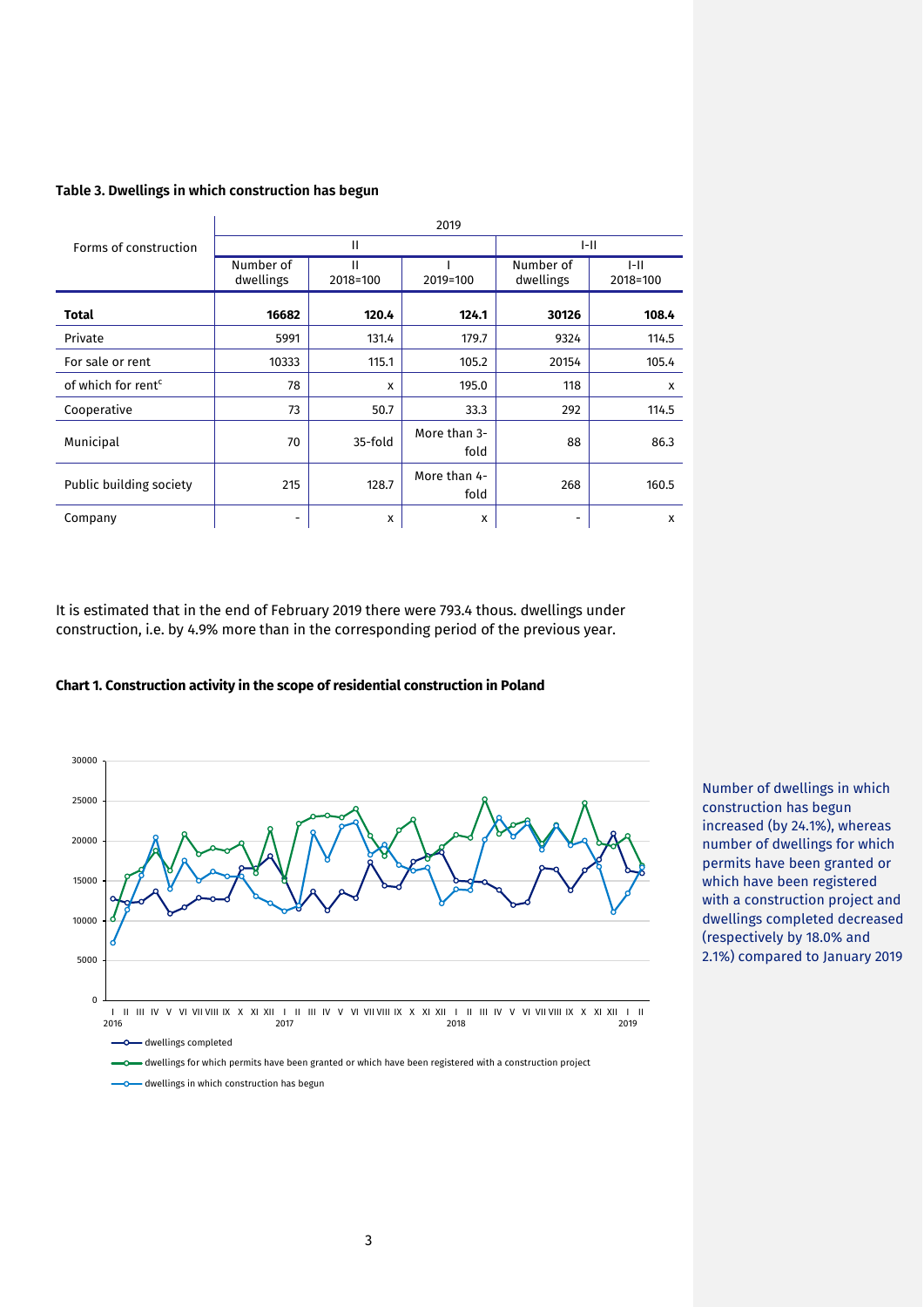**Table 3. Dwellings in which construction has begun**

| Forms of construction | 2019 | | | | |
|---|---|---|---|---|---|
| | II | | | I-II | |
| | Number of dwellings | II 2018=100 | I 2019=100 | Number of dwellings | I-II 2018=100 |
| **Total** | **16682** | **120.4** | **124.1** | **30126** | **108.4** |
| Private | 5991 | 131.4 | 179.7 | 9324 | 114.5 |
| For sale or rent | 10333 | 115.1 | 105.2 | 20154 | 105.4 |
| of which for rent[c] | 78 | x | 195.0 | 118 | x |
| Cooperative | 73 | 50.7 | 33.3 | 292 | 114.5 |
| Municipal | 70 | 35-fold | More than 3-fold | 88 | 86.3 |
| Public building society | 215 | 128.7 | More than 4-fold | 268 | 160.5 |
| Company | - | x | x | - | x |

It is estimated that in the end of February 2019 there were 793.4 thous. dwellings under construction, i.e. by 4.9% more than in the corresponding period of the previous year.

**Chart 1. Construction activity in the scope of residential construction in Poland**

Number of dwellings in which construction has begun increased (by 24.1%), whereas number of dwellings for which permits have been granted or which have been registered with a construction project and dwellings completed decreased (respectively by 18.0% and 2.1%) compared to January 2019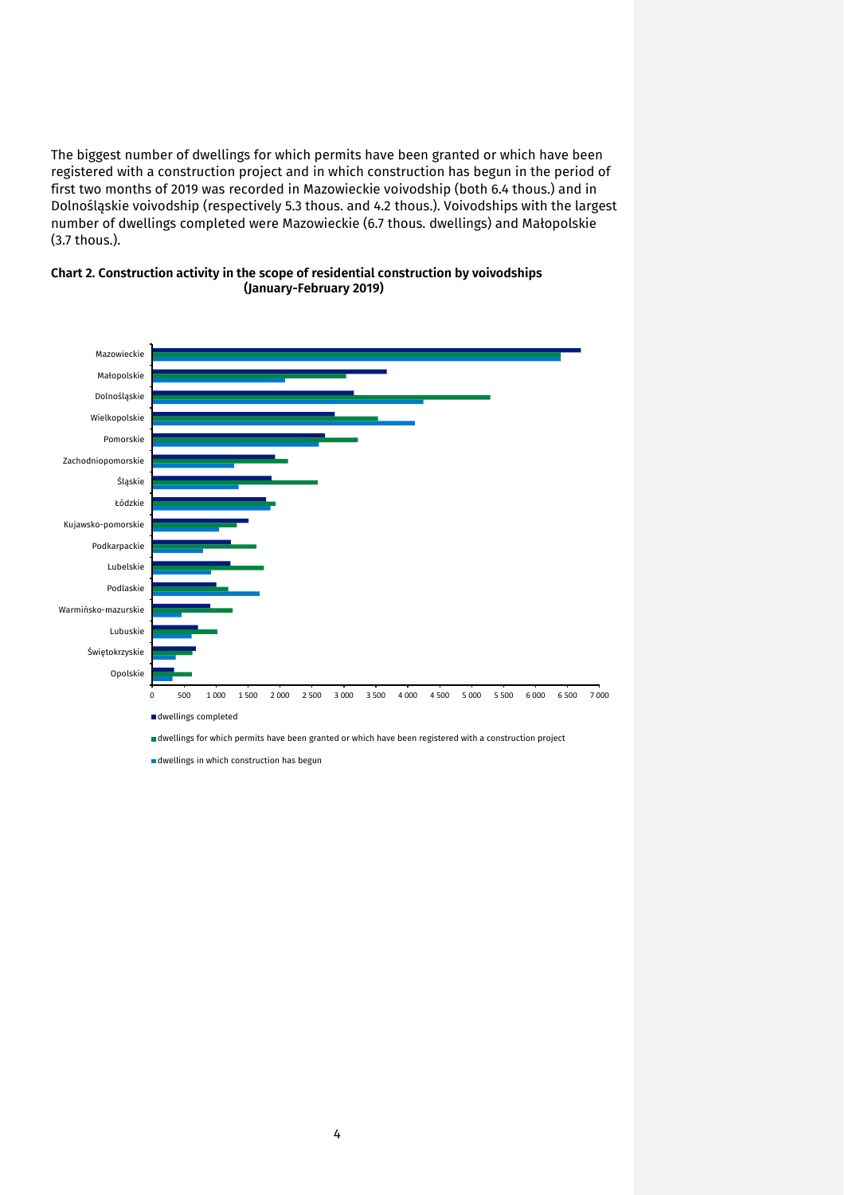The biggest number of dwellings for which permits have been granted or which have been registered with a construction project and in which construction has begun in the period of first two months of 2019 was recorded in Mazowieckie voivodship (both 6.4 thous.) and in Dolnośląskie voivodship (respectively 5.3 thous. and 4.2 thous.). Voivodships with the largest number of dwellings completed were Mazowieckie (6.7 thous. dwellings) and Małopolskie (3.7 thous.).

**Chart 2. Construction activity in the scope of residential construction by voivodships (January-February 2019)**

Mazowieckie
Małopolskie
Dolnośląskie
Wielkopolskie
Pomorskie
Zachodniopomorskie
Śląskie
Łódzkie
Kujawsko-pomorskie
Podkarpackie
Lubelskie
Podlaskie
Warmińsko-mazurskie
Lubuskie
Świętokrzyskie
Opolskie

0 500 1 000 1 500 2 000 2 500 3 000 3 500 4 000 4 500 5 000 5 500 6 000 6 500 7 000

- dwellings completed
- dwellings for which permits have been granted or which have been registered with a construction project
- dwellings in which construction has begun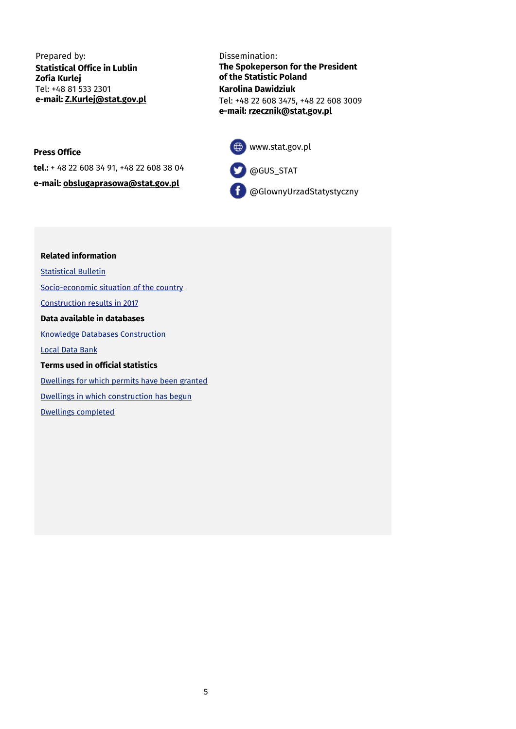Prepared by:
**Statistical Office in Lublin**
**Zofia Kurlej**
Tel: +48 81 533 2301
**e-mail: Z.Kurlej@stat.gov.pl**

Dissemination:
**The Spokeperson for the President of the Statistic Poland**
**Karolina Dawidziuk**
Tel: +48 22 608 3475, +48 22 608 3009
**e-mail: rzecznik@stat.gov.pl**

**Press Office**

**tel.:** + 48 22 608 34 91, +48 22 608 38 04

**e-mail: obslugaprasowa@stat.gov.pl**

www.stat.gov.pl

@GUS_STAT

@GlownyUrzadStatystyczny

**Related information**

Statistical Bulletin

Socio-economic situation of the country

Construction results in 2017

**Data available in databases**

Knowledge Databases Construction

Local Data Bank

**Terms used in official statistics**

Dwellings for which permits have been granted

Dwellings in which construction has begun

Dwellings completed